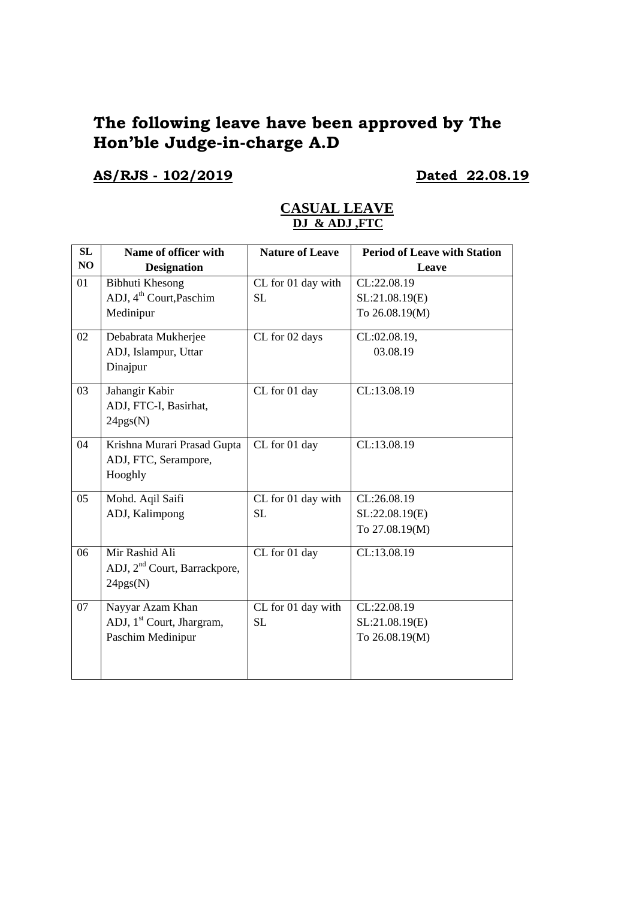# The following leave have been approved by The Hon'ble Judge-in-charge A.D

**AS/RJS - 102/2019** **Dated 22.08.19**

## CASUAL LEAVE

### DJ & ADJ ,FTC

| SL NO | Name of officer with Designation | Nature of Leave | Period of Leave with Station Leave |
|---|---|---|---|
| 01 | Bibhuti Khesong<br>ADJ, 4th Court,Paschim Medinipur | CL for 01 day with SL | CL:22.08.19<br>SL:21.08.19(E)<br>To 26.08.19(M) |
| 02 | Debabrata Mukherjee<br>ADJ, Islampur, Uttar Dinajpur | CL for 02 days | CL:02.08.19,<br>03.08.19 |
| 03 | Jahangir Kabir<br>ADJ, FTC-I, Basirhat, 24pgs(N) | CL for 01 day | CL:13.08.19 |
| 04 | Krishna Murari Prasad Gupta<br>ADJ, FTC, Serampore, Hooghly | CL for 01 day | CL:13.08.19 |
| 05 | Mohd. Aqil Saifi<br>ADJ, Kalimpong | CL for 01 day with SL | CL:26.08.19<br>SL:22.08.19(E)<br>To 27.08.19(M) |
| 06 | Mir Rashid Ali<br>ADJ, 2nd Court, Barrackpore, 24pgs(N) | CL for 01 day | CL:13.08.19 |
| 07 | Nayyar Azam Khan<br>ADJ, 1st Court, Jhargram, Paschim Medinipur | CL for 01 day with SL | CL:22.08.19<br>SL:21.08.19(E)<br>To 26.08.19(M) |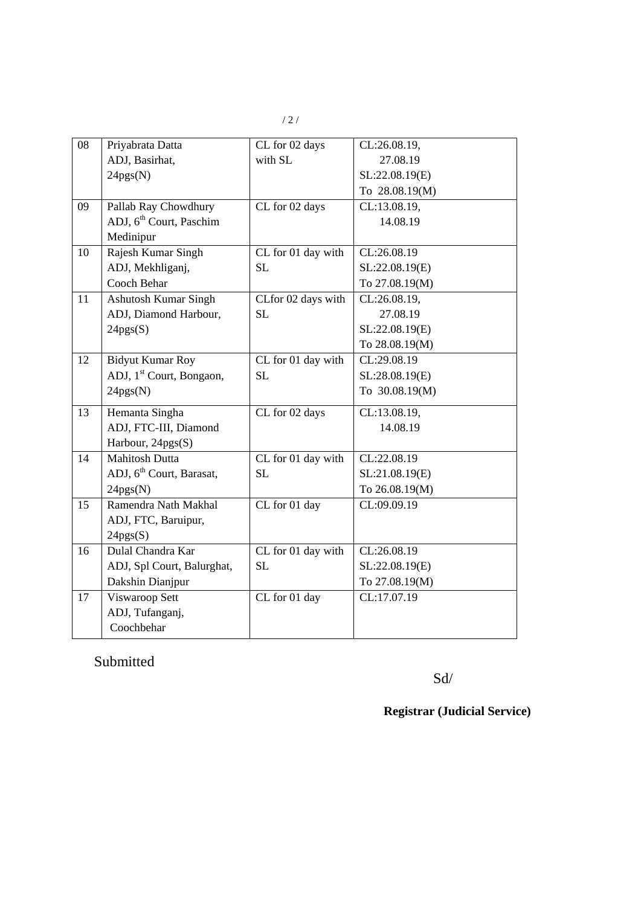| 08 | Priyabrata Datta<br>ADJ, Basirhat,<br>24pgs(N) | CL for 02 days with SL | CL:26.08.19,<br>27.08.19<br>SL:22.08.19(E)<br>To 28.08.19(M) |
|---|---|---|---|
| 09 | Pallab Ray Chowdhury<br>ADJ, 6th Court, Paschim Medinipur | CL for 02 days | CL:13.08.19,<br>14.08.19 |
| 10 | Rajesh Kumar Singh<br>ADJ, Mekhliganj,<br>Cooch Behar | CL for 01 day with SL | CL:26.08.19<br>SL:22.08.19(E)<br>To 27.08.19(M) |
| 11 | Ashutosh Kumar Singh<br>ADJ, Diamond Harbour,<br>24pgs(S) | CLfor 02 days with SL | CL:26.08.19,<br>27.08.19<br>SL:22.08.19(E)<br>To 28.08.19(M) |
| 12 | Bidyut Kumar Roy<br>ADJ, 1st Court, Bongaon,<br>24pgs(N) | CL for 01 day with SL | CL:29.08.19<br>SL:28.08.19(E)<br>To 30.08.19(M) |
| 13 | Hemanta Singha<br>ADJ, FTC-III, Diamond Harbour, 24pgs(S) | CL for 02 days | CL:13.08.19,<br>14.08.19 |
| 14 | Mahitosh Dutta<br>ADJ, 6th Court, Barasat,<br>24pgs(N) | CL for 01 day with SL | CL:22.08.19<br>SL:21.08.19(E)<br>To 26.08.19(M) |
| 15 | Ramendra Nath Makhal<br>ADJ, FTC, Baruipur,<br>24pgs(S) | CL for 01 day | CL:09.09.19 |
| 16 | Dulal Chandra Kar<br>ADJ, Spl Court, Balurghat,<br>Dakshin Dianjpur | CL for 01 day with SL | CL:26.08.19<br>SL:22.08.19(E)<br>To 27.08.19(M) |
| 17 | Viswaroop Sett<br>ADJ, Tufanganj,<br>Coochbehar | CL for 01 day | CL:17.07.19 |

Submitted

Sd/

**Registrar (Judicial Service)**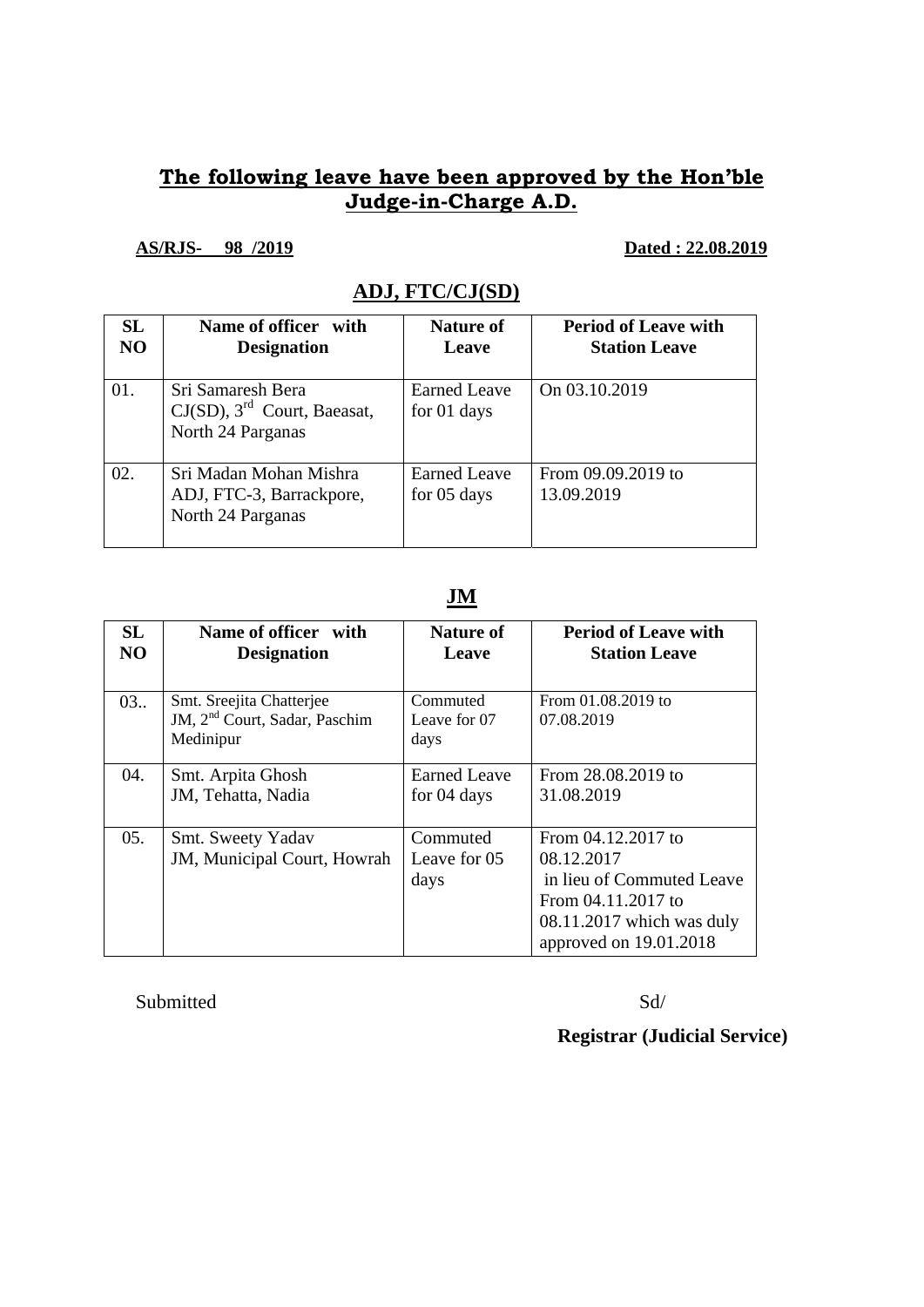## The following leave have been approved by the Hon'ble Judge-in-Charge A.D.

**AS/RJS- 98 /2019** **Dated : 22.08.2019**

### ADJ, FTC/CJ(SD)

| SL NO | Name of officer with Designation | Nature of Leave | Period of Leave with Station Leave |
|---|---|---|---|
| 01. | Sri Samaresh Bera<br>CJ(SD), 3rd Court, Baeasat, North 24 Parganas | Earned Leave for 01 days | On 03.10.2019 |
| 02. | Sri Madan Mohan Mishra<br>ADJ, FTC-3, Barrackpore, North 24 Parganas | Earned Leave for 05 days | From 09.09.2019 to 13.09.2019 |

### JM

| SL NO | Name of officer with Designation | Nature of Leave | Period of Leave with Station Leave |
|---|---|---|---|
| 03.. | Smt. Sreejita Chatterjee<br>JM, 2nd Court, Sadar, Paschim Medinipur | Commuted Leave for 07 days | From 01.08.2019 to 07.08.2019 |
| 04. | Smt. Arpita Ghosh<br>JM, Tehatta, Nadia | Earned Leave for 04 days | From 28.08.2019 to 31.08.2019 |
| 05. | Smt. Sweety Yadav<br>JM, Municipal Court, Howrah | Commuted Leave for 05 days | From 04.12.2017 to 08.12.2017 in lieu of Commuted Leave From 04.11.2017 to 08.11.2017 which was duly approved on 19.01.2018 |

Submitted

Sd/

**Registrar (Judicial Service)**